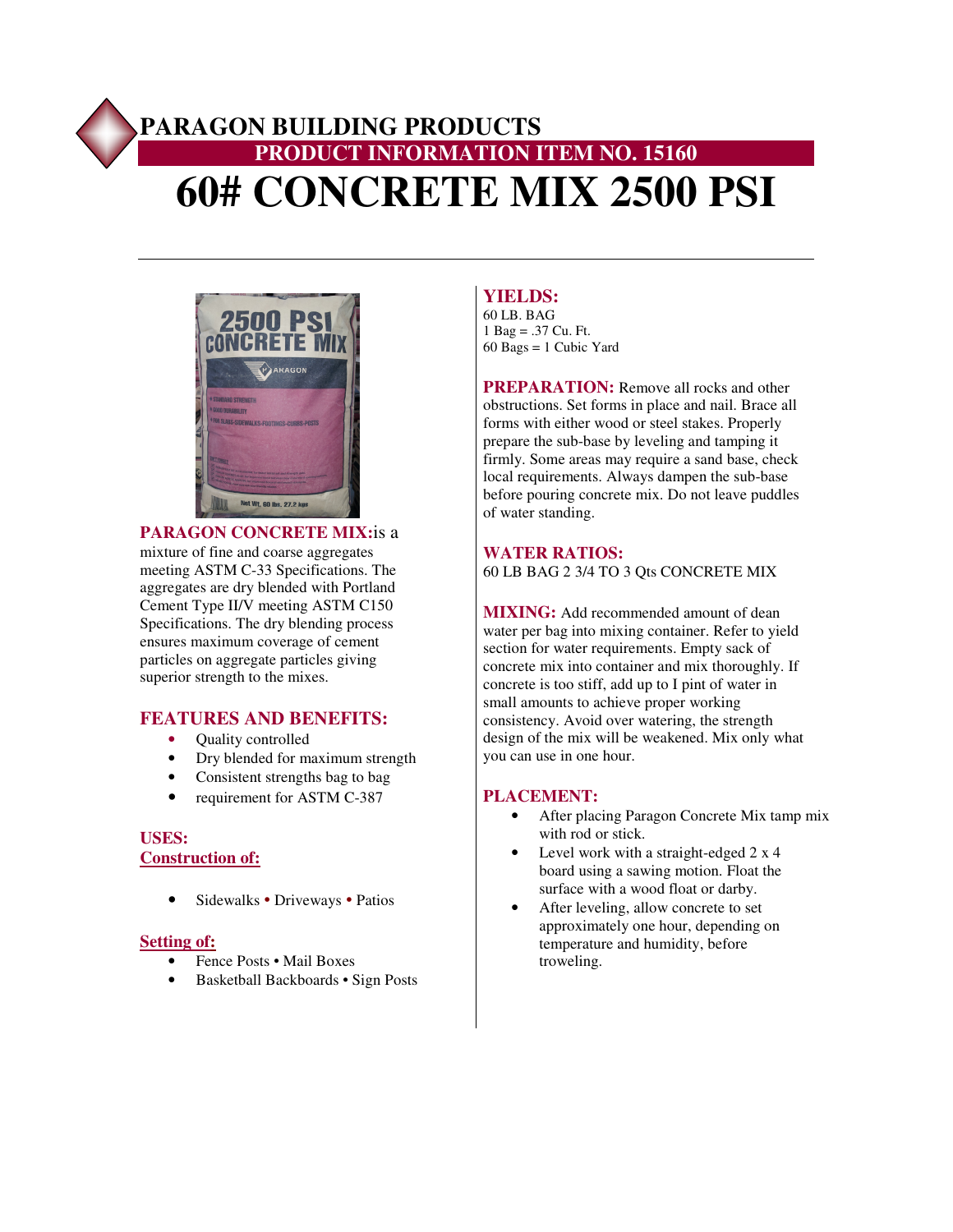# PARAGON BUILDING PRODUCTS

## PRODUCT INFORMATION ITEM NO. 15160

# 60# CONCRETE MIX 2500 PSI

**PARAGON CONCRETE MIX:** is a mixture of fine and coarse aggregates meeting ASTM C-33 Specifications. The aggregates are dry blended with Portland Cement Type II/V meeting ASTM C150 Specifications. The dry blending process ensures maximum coverage of cement particles on aggregate particles giving superior strength to the mixes.

## FEATURES AND BENEFITS:

- Quality controlled
- Dry blended for maximum strength
- Consistent strengths bag to bag
- requirement for ASTM C-387

## USES:

### Construction of:

- Sidewalks • Driveways • Patios

### Setting of:

- Fence Posts • Mail Boxes
- Basketball Backboards • Sign Posts

## YIELDS:

60 LB. BAG
1 Bag = .37 Cu. Ft.
60 Bags = 1 Cubic Yard

**PREPARATION:** Remove all rocks and other obstructions. Set forms in place and nail. Brace all forms with either wood or steel stakes. Properly prepare the sub-base by leveling and tamping it firmly. Some areas may require a sand base, check local requirements. Always dampen the sub-base before pouring concrete mix. Do not leave puddles of water standing.

## WATER RATIOS:

60 LB BAG 2 3/4 TO 3 Qts CONCRETE MIX

**MIXING:** Add recommended amount of dean water per bag into mixing container. Refer to yield section for water requirements. Empty sack of concrete mix into container and mix thoroughly. If concrete is too stiff, add up to I pint of water in small amounts to achieve proper working consistency. Avoid over watering, the strength design of the mix will be weakened. Mix only what you can use in one hour.

## PLACEMENT:

- After placing Paragon Concrete Mix tamp mix with rod or stick.
- Level work with a straight-edged 2 x 4 board using a sawing motion. Float the surface with a wood float or darby.
- After leveling, allow concrete to set approximately one hour, depending on temperature and humidity, before troweling.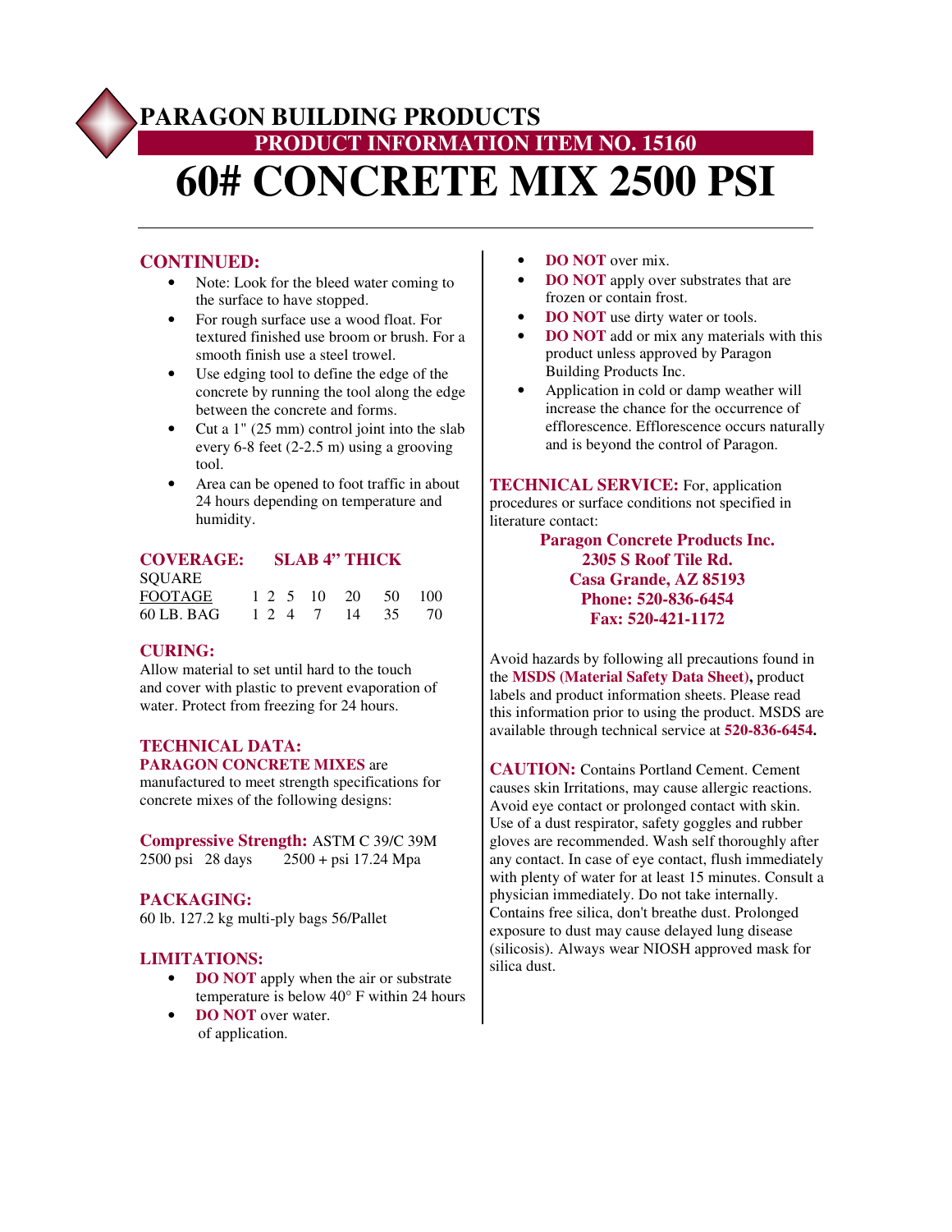# PARAGON BUILDING PRODUCTS

## PRODUCT INFORMATION ITEM NO. 15160

# 60# CONCRETE MIX 2500 PSI

## CONTINUED:

- Note: Look for the bleed water coming to the surface to have stopped.
- For rough surface use a wood float. For textured finished use broom or brush. For a smooth finish use a steel trowel.
- Use edging tool to define the edge of the concrete by running the tool along the edge between the concrete and forms.
- Cut a 1" (25 mm) control joint into the slab every 6-8 feet (2-2.5 m) using a grooving tool.
- Area can be opened to foot traffic in about 24 hours depending on temperature and humidity.

## COVERAGE: SLAB 4" THICK

| SQUARE FOOTAGE | 1 | 2 | 5 | 10 | 20 | 50 | 100 |
|---|---|---|---|---|---|---|---|
| 60 LB. BAG | 1 | 2 | 4 | 7 | 14 | 35 | 70 |

## CURING:

Allow material to set until hard to the touch and cover with plastic to prevent evaporation of water. Protect from freezing for 24 hours.

## TECHNICAL DATA:

**PARAGON CONCRETE MIXES** are manufactured to meet strength specifications for concrete mixes of the following designs:

**Compressive Strength:** ASTM C 39/C 39M
2500 psi 28 days 2500 + psi 17.24 Mpa

## PACKAGING:

60 lb. 127.2 kg multi-ply bags 56/Pallet

## LIMITATIONS:

- **DO NOT** apply when the air or substrate temperature is below 40° F within 24 hours of application.
- **DO NOT** over water.
- **DO NOT** over mix.
- **DO NOT** apply over substrates that are frozen or contain frost.
- **DO NOT** use dirty water or tools.
- **DO NOT** add or mix any materials with this product unless approved by Paragon Building Products Inc.
- Application in cold or damp weather will increase the chance for the occurrence of efflorescence. Efflorescence occurs naturally and is beyond the control of Paragon.

**TECHNICAL SERVICE:** For, application procedures or surface conditions not specified in literature contact:

**Paragon Concrete Products Inc.**
**2305 S Roof Tile Rd.**
**Casa Grande, AZ 85193**
**Phone: 520-836-6454**
**Fax: 520-421-1172**

Avoid hazards by following all precautions found in the **MSDS (Material Safety Data Sheet),** product labels and product information sheets. Please read this information prior to using the product. MSDS are available through technical service at **520-836-6454.**

**CAUTION:** Contains Portland Cement. Cement causes skin Irritations, may cause allergic reactions. Avoid eye contact or prolonged contact with skin. Use of a dust respirator, safety goggles and rubber gloves are recommended. Wash self thoroughly after any contact. In case of eye contact, flush immediately with plenty of water for at least 15 minutes. Consult a physician immediately. Do not take internally. Contains free silica, don't breathe dust. Prolonged exposure to dust may cause delayed lung disease (silicosis). Always wear NIOSH approved mask for silica dust.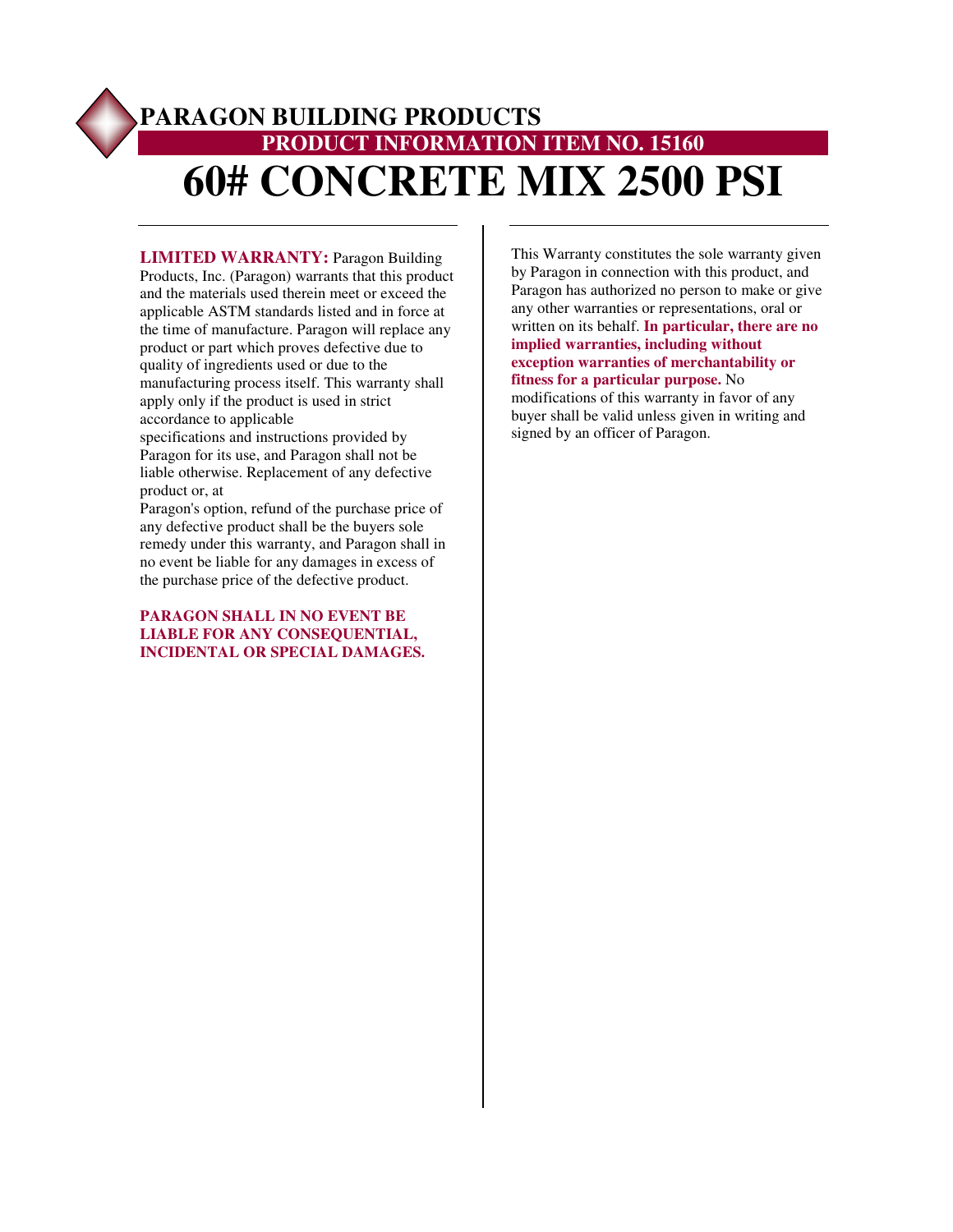# PARAGON BUILDING PRODUCTS

## PRODUCT INFORMATION ITEM NO. 15160

# 60# CONCRETE MIX 2500 PSI

**LIMITED WARRANTY:** Paragon Building Products, Inc. (Paragon) warrants that this product and the materials used therein meet or exceed the applicable ASTM standards listed and in force at the time of manufacture. Paragon will replace any product or part which proves defective due to quality of ingredients used or due to the manufacturing process itself. This warranty shall apply only if the product is used in strict accordance to applicable specifications and instructions provided by Paragon for its use, and Paragon shall not be liable otherwise. Replacement of any defective product or, at Paragon's option, refund of the purchase price of any defective product shall be the buyers sole remedy under this warranty, and Paragon shall in no event be liable for any damages in excess of the purchase price of the defective product.

**PARAGON SHALL IN NO EVENT BE LIABLE FOR ANY CONSEQUENTIAL, INCIDENTAL OR SPECIAL DAMAGES.**

This Warranty constitutes the sole warranty given by Paragon in connection with this product, and Paragon has authorized no person to make or give any other warranties or representations, oral or written on its behalf. **In particular, there are no implied warranties, including without exception warranties of merchantability or fitness for a particular purpose.** No modifications of this warranty in favor of any buyer shall be valid unless given in writing and signed by an officer of Paragon.